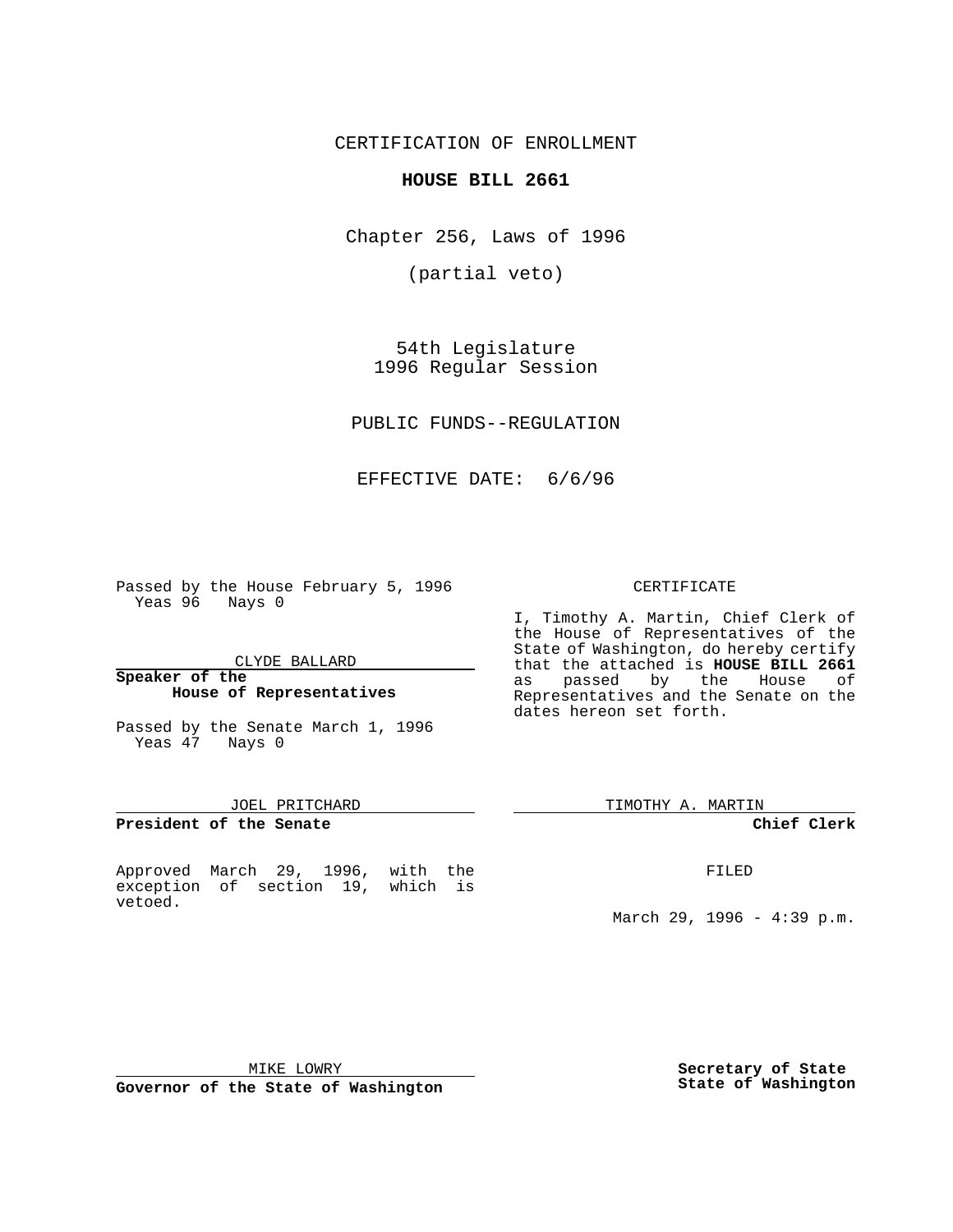CERTIFICATION OF ENROLLMENT

**HOUSE BILL 2661**

Chapter 256, Laws of 1996

(partial veto)

54th Legislature
1996 Regular Session

PUBLIC FUNDS--REGULATION

EFFECTIVE DATE: 6/6/96

Passed by the House February 5, 1996
Yeas 96 Nays 0

CLYDE BALLARD

**Speaker of the House of Representatives**

Passed by the Senate March 1, 1996
Yeas 47 Nays 0

JOEL PRITCHARD

**President of the Senate**

Approved March 29, 1996, with the exception of section 19, which is vetoed.

MIKE LOWRY

**Governor of the State of Washington**

CERTIFICATE

I, Timothy A. Martin, Chief Clerk of the House of Representatives of the State of Washington, do hereby certify that the attached is **HOUSE BILL 2661** as passed by the House of Representatives and the Senate on the dates hereon set forth.

TIMOTHY A. MARTIN

**Chief Clerk**

FILED

March 29, 1996 - 4:39 p.m.

**Secretary of State
State of Washington**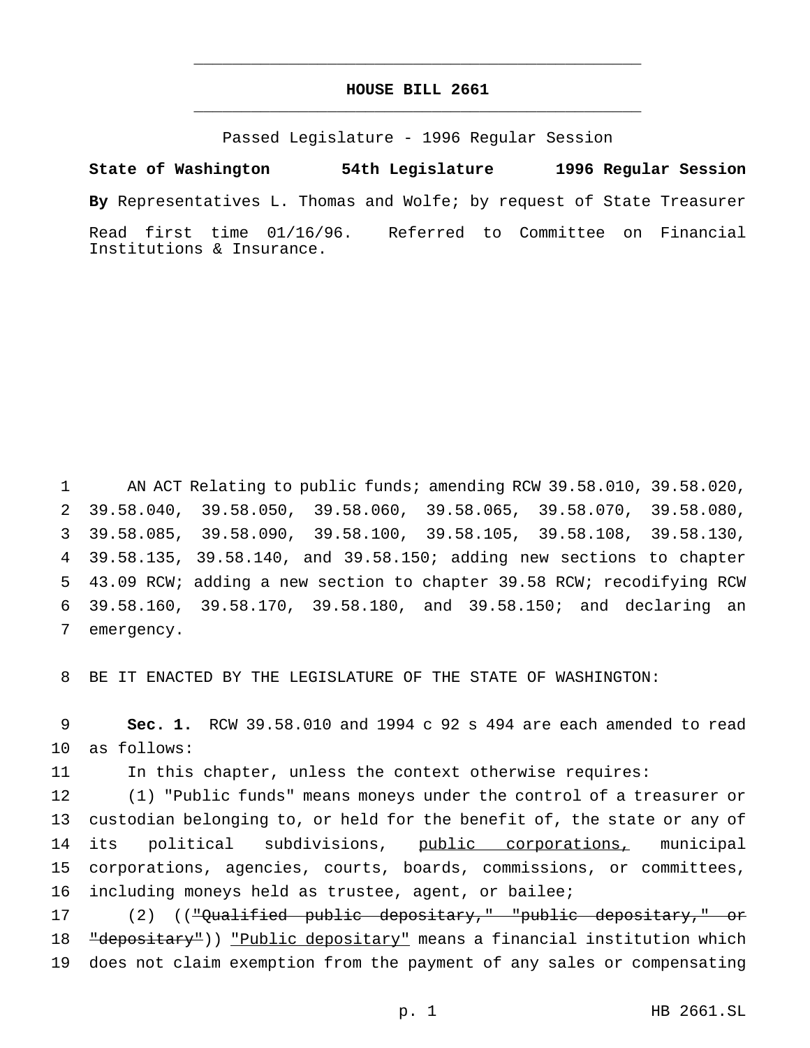# HOUSE BILL 2661

Passed Legislature - 1996 Regular Session

**State of Washington 54th Legislature 1996 Regular Session**

**By** Representatives L. Thomas and Wolfe; by request of State Treasurer

Read first time 01/16/96. Referred to Committee on Financial Institutions & Insurance.

AN ACT Relating to public funds; amending RCW 39.58.010, 39.58.020, 39.58.040, 39.58.050, 39.58.060, 39.58.065, 39.58.070, 39.58.080, 39.58.085, 39.58.090, 39.58.100, 39.58.105, 39.58.108, 39.58.130, 39.58.135, 39.58.140, and 39.58.150; adding new sections to chapter 43.09 RCW; adding a new section to chapter 39.58 RCW; recodifying RCW 39.58.160, 39.58.170, 39.58.180, and 39.58.150; and declaring an emergency.

BE IT ENACTED BY THE LEGISLATURE OF THE STATE OF WASHINGTON:

**Sec. 1.** RCW 39.58.010 and 1994 c 92 s 494 are each amended to read as follows:

In this chapter, unless the context otherwise requires:

(1) "Public funds" means moneys under the control of a treasurer or custodian belonging to, or held for the benefit of, the state or any of its political subdivisions, <u>public corporations,</u> municipal corporations, agencies, courts, boards, commissions, or committees, including moneys held as trustee, agent, or bailee;

(2) ((~~"Qualified public depositary," "public depositary," or "depositary"~~)) <u>"Public depositary"</u> means a financial institution which does not claim exemption from the payment of any sales or compensating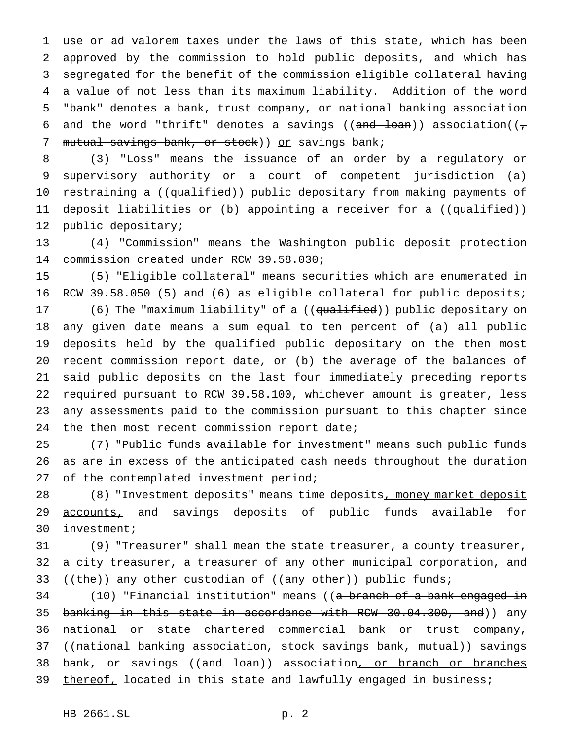use or ad valorem taxes under the laws of this state, which has been approved by the commission to hold public deposits, and which has segregated for the benefit of the commission eligible collateral having a value of not less than its maximum liability. Addition of the word "bank" denotes a bank, trust company, or national banking association and the word "thrift" denotes a savings ((~~and loan~~)) association((~~, mutual savings bank, or stock~~)) <u>or</u> savings bank;

(3) "Loss" means the issuance of an order by a regulatory or supervisory authority or a court of competent jurisdiction (a) restraining a ((~~qualified~~)) public depositary from making payments of deposit liabilities or (b) appointing a receiver for a ((~~qualified~~)) public depositary;

(4) "Commission" means the Washington public deposit protection commission created under RCW 39.58.030;

(5) "Eligible collateral" means securities which are enumerated in RCW 39.58.050 (5) and (6) as eligible collateral for public deposits;

(6) The "maximum liability" of a ((~~qualified~~)) public depositary on any given date means a sum equal to ten percent of (a) all public deposits held by the qualified public depositary on the then most recent commission report date, or (b) the average of the balances of said public deposits on the last four immediately preceding reports required pursuant to RCW 39.58.100, whichever amount is greater, less any assessments paid to the commission pursuant to this chapter since the then most recent commission report date;

(7) "Public funds available for investment" means such public funds as are in excess of the anticipated cash needs throughout the duration of the contemplated investment period;

(8) "Investment deposits" means time deposits<u>, money market deposit accounts,</u> and savings deposits of public funds available for investment;

(9) "Treasurer" shall mean the state treasurer, a county treasurer, a city treasurer, a treasurer of any other municipal corporation, and ((~~the~~)) <u>any other</u> custodian of ((~~any other~~)) public funds;

(10) "Financial institution" means ((~~a branch of a bank engaged in banking in this state in accordance with RCW 30.04.300, and~~)) any <u>national or</u> state <u>chartered commercial</u> bank or trust company, ((~~national banking association, stock savings bank, mutual~~)) savings bank, or savings ((~~and loan~~)) association<u>, or branch or branches thereof,</u> located in this state and lawfully engaged in business;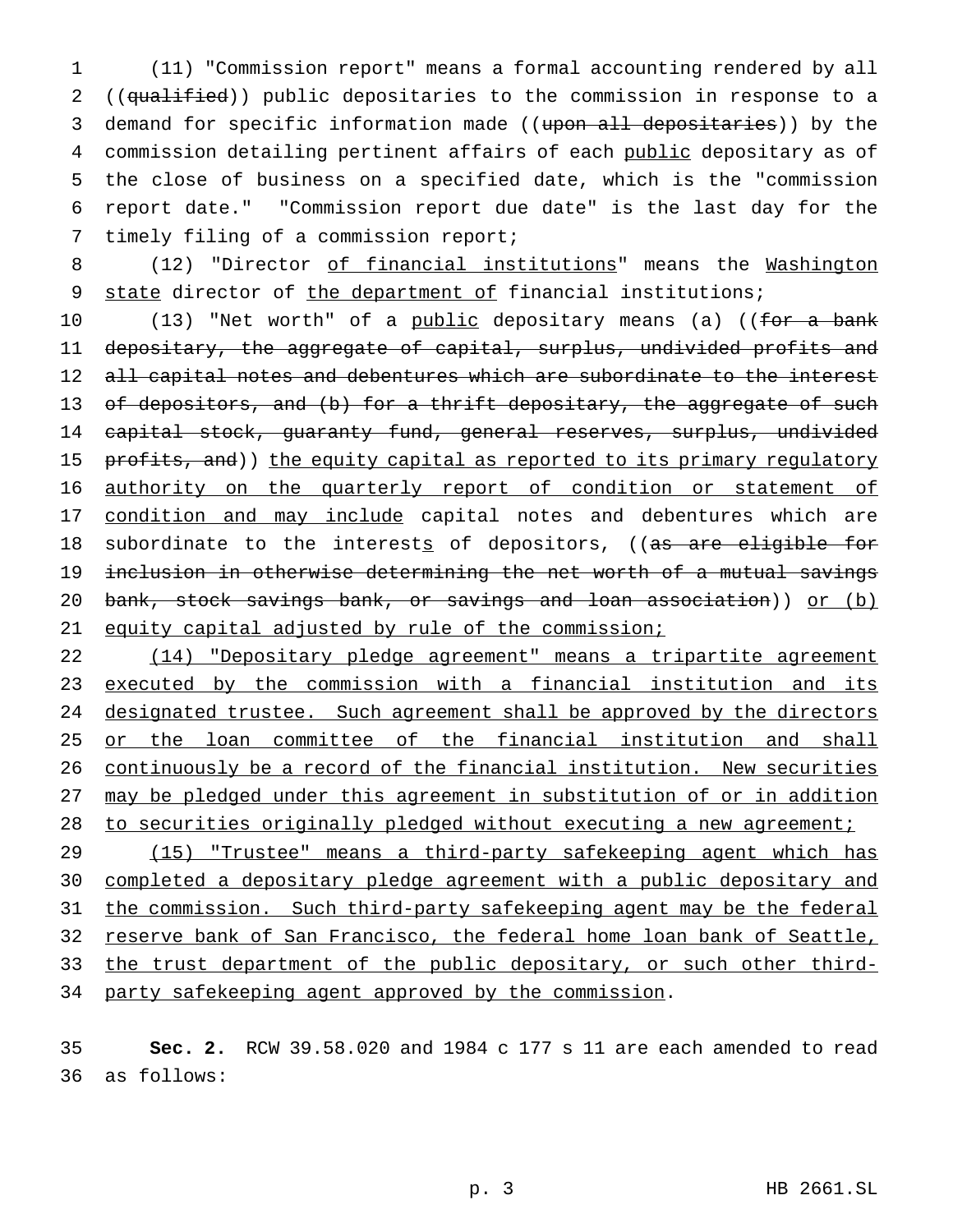(11) "Commission report" means a formal accounting rendered by all ((~~qualified~~)) public depositaries to the commission in response to a demand for specific information made ((~~upon all depositaries~~)) by the commission detailing pertinent affairs of each <u>public</u> depositary as of the close of business on a specified date, which is the "commission report date." "Commission report due date" is the last day for the timely filing of a commission report;

(12) "Director <u>of financial institutions</u>" means the <u>Washington state</u> director of <u>the department of</u> financial institutions;

(13) "Net worth" of a <u>public</u> depositary means (a) ((~~for a bank depositary, the aggregate of capital, surplus, undivided profits and all capital notes and debentures which are subordinate to the interest of depositors, and (b) for a thrift depositary, the aggregate of such capital stock, guaranty fund, general reserves, surplus, undivided profits, and~~)) <u>the equity capital as reported to its primary regulatory authority on the quarterly report of condition or statement of condition and may include</u> capital notes and debentures which are subordinate to the interest<u>s</u> of depositors, ((~~as are eligible for inclusion in otherwise determining the net worth of a mutual savings bank, stock savings bank, or savings and loan association~~)) <u>or (b) equity capital adjusted by rule of the commission;</u>

<u>(14) "Depositary pledge agreement" means a tripartite agreement executed by the commission with a financial institution and its designated trustee. Such agreement shall be approved by the directors or the loan committee of the financial institution and shall continuously be a record of the financial institution. New securities may be pledged under this agreement in substitution of or in addition to securities originally pledged without executing a new agreement;</u>

<u>(15) "Trustee" means a third-party safekeeping agent which has completed a depositary pledge agreement with a public depositary and the commission. Such third-party safekeeping agent may be the federal reserve bank of San Francisco, the federal home loan bank of Seattle, the trust department of the public depositary, or such other third-party safekeeping agent approved by the commission</u>.

**Sec. 2.** RCW 39.58.020 and 1984 c 177 s 11 are each amended to read as follows: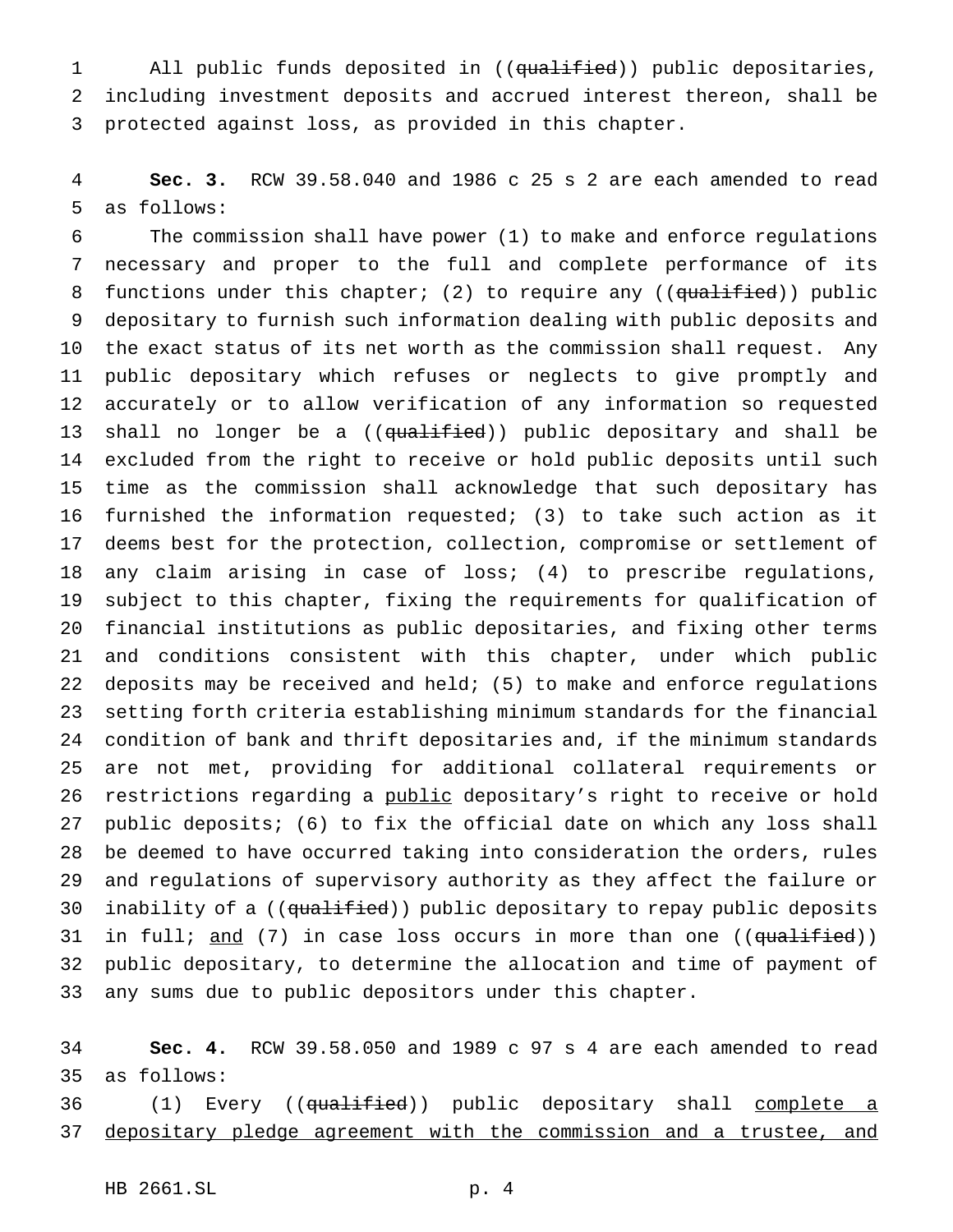All public funds deposited in ((~~qualified~~)) public depositaries, including investment deposits and accrued interest thereon, shall be protected against loss, as provided in this chapter.

**Sec. 3.** RCW 39.58.040 and 1986 c 25 s 2 are each amended to read as follows:

The commission shall have power (1) to make and enforce regulations necessary and proper to the full and complete performance of its functions under this chapter; (2) to require any ((~~qualified~~)) public depositary to furnish such information dealing with public deposits and the exact status of its net worth as the commission shall request. Any public depositary which refuses or neglects to give promptly and accurately or to allow verification of any information so requested shall no longer be a ((~~qualified~~)) public depositary and shall be excluded from the right to receive or hold public deposits until such time as the commission shall acknowledge that such depositary has furnished the information requested; (3) to take such action as it deems best for the protection, collection, compromise or settlement of any claim arising in case of loss; (4) to prescribe regulations, subject to this chapter, fixing the requirements for qualification of financial institutions as public depositaries, and fixing other terms and conditions consistent with this chapter, under which public deposits may be received and held; (5) to make and enforce regulations setting forth criteria establishing minimum standards for the financial condition of bank and thrift depositaries and, if the minimum standards are not met, providing for additional collateral requirements or restrictions regarding a <u>public</u> depositary's right to receive or hold public deposits; (6) to fix the official date on which any loss shall be deemed to have occurred taking into consideration the orders, rules and regulations of supervisory authority as they affect the failure or inability of a ((~~qualified~~)) public depositary to repay public deposits in full; <u>and</u> (7) in case loss occurs in more than one ((~~qualified~~)) public depositary, to determine the allocation and time of payment of any sums due to public depositors under this chapter.

**Sec. 4.** RCW 39.58.050 and 1989 c 97 s 4 are each amended to read as follows:

(1) Every ((~~qualified~~)) public depositary shall <u>complete a depositary pledge agreement with the commission and a trustee, and</u>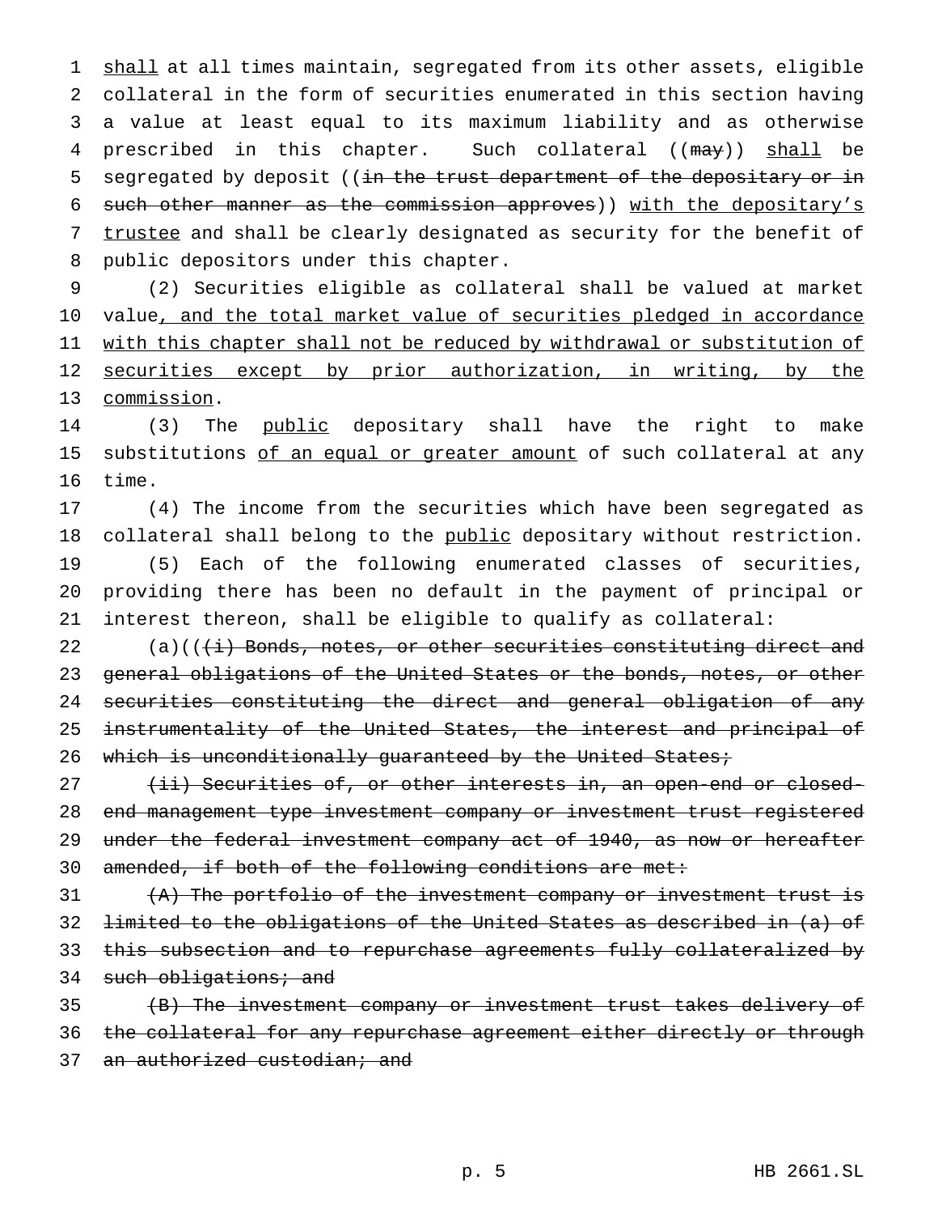shall at all times maintain, segregated from its other assets, eligible collateral in the form of securities enumerated in this section having a value at least equal to its maximum liability and as otherwise prescribed in this chapter. Such collateral ((~~may~~)) shall be segregated by deposit ((~~in the trust department of the depositary or in such other manner as the commission approves~~)) with the depositary's trustee and shall be clearly designated as security for the benefit of public depositors under this chapter.

(2) Securities eligible as collateral shall be valued at market value, and the total market value of securities pledged in accordance with this chapter shall not be reduced by withdrawal or substitution of securities except by prior authorization, in writing, by the commission.

(3) The public depositary shall have the right to make substitutions of an equal or greater amount of such collateral at any time.

(4) The income from the securities which have been segregated as collateral shall belong to the public depositary without restriction.

(5) Each of the following enumerated classes of securities, providing there has been no default in the payment of principal or interest thereon, shall be eligible to qualify as collateral:

(a)((~~(i) Bonds, notes, or other securities constituting direct and general obligations of the United States or the bonds, notes, or other securities constituting the direct and general obligation of any instrumentality of the United States, the interest and principal of which is unconditionally guaranteed by the United States;~~

~~(ii) Securities of, or other interests in, an open-end or closed-end management type investment company or investment trust registered under the federal investment company act of 1940, as now or hereafter amended, if both of the following conditions are met:~~

~~(A) The portfolio of the investment company or investment trust is limited to the obligations of the United States as described in (a) of this subsection and to repurchase agreements fully collateralized by such obligations; and~~

~~(B) The investment company or investment trust takes delivery of the collateral for any repurchase agreement either directly or through an authorized custodian; and~~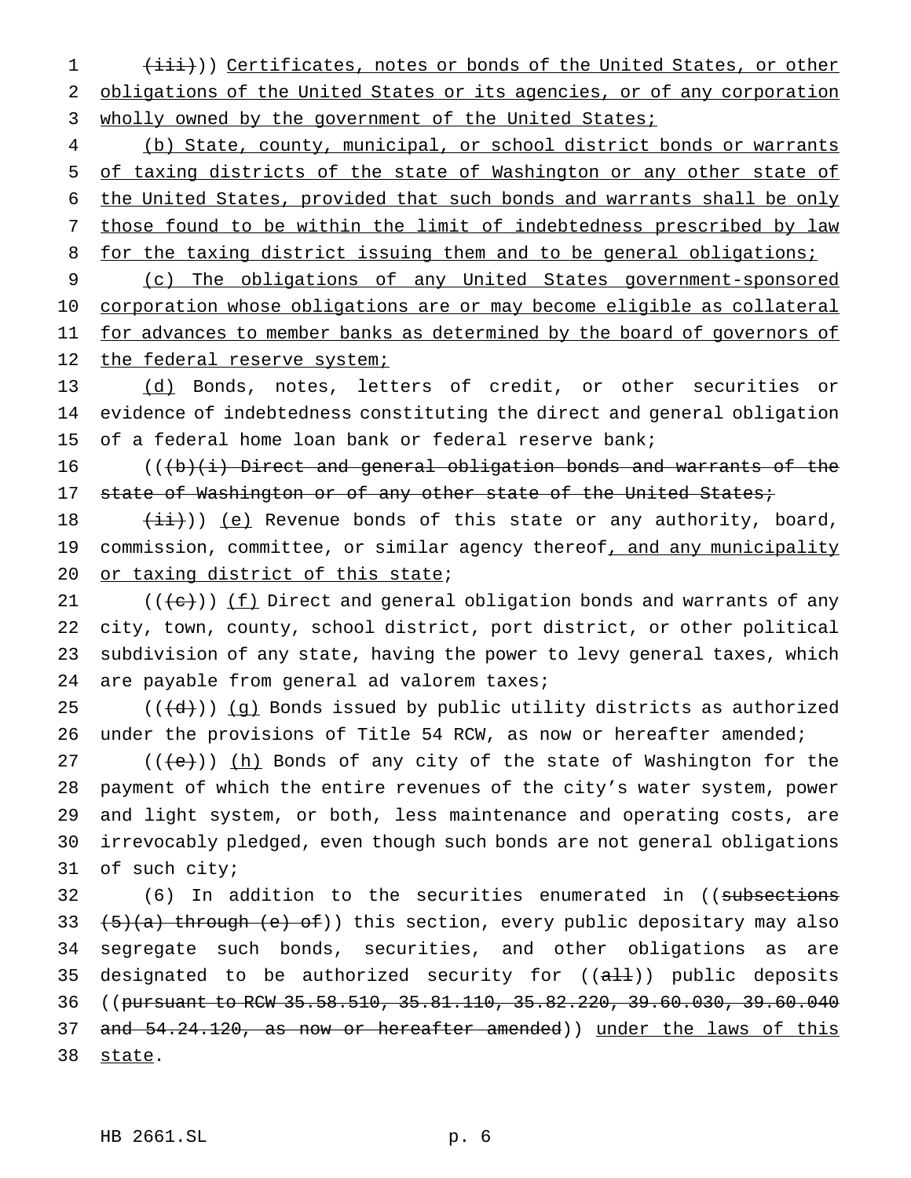~~(iii)~~)) Certificates, notes or bonds of the United States, or other obligations of the United States or its agencies, or of any corporation wholly owned by the government of the United States;

(b) State, county, municipal, or school district bonds or warrants of taxing districts of the state of Washington or any other state of the United States, provided that such bonds and warrants shall be only those found to be within the limit of indebtedness prescribed by law for the taxing district issuing them and to be general obligations;

(c) The obligations of any United States government-sponsored corporation whose obligations are or may become eligible as collateral for advances to member banks as determined by the board of governors of the federal reserve system;

(d) Bonds, notes, letters of credit, or other securities or evidence of indebtedness constituting the direct and general obligation of a federal home loan bank or federal reserve bank;

((~~(b)(i) Direct and general obligation bonds and warrants of the state of Washington or of any other state of the United States;~~

~~(ii)~~)) (e) Revenue bonds of this state or any authority, board, commission, committee, or similar agency thereof, and any municipality or taxing district of this state;

((~~(c)~~)) (f) Direct and general obligation bonds and warrants of any city, town, county, school district, port district, or other political subdivision of any state, having the power to levy general taxes, which are payable from general ad valorem taxes;

((~~(d)~~)) (g) Bonds issued by public utility districts as authorized under the provisions of Title 54 RCW, as now or hereafter amended;

((~~(e)~~)) (h) Bonds of any city of the state of Washington for the payment of which the entire revenues of the city's water system, power and light system, or both, less maintenance and operating costs, are irrevocably pledged, even though such bonds are not general obligations of such city;

(6) In addition to the securities enumerated in ((~~subsections (5)(a) through (e) of~~)) this section, every public depositary may also segregate such bonds, securities, and other obligations as are designated to be authorized security for ((~~all~~)) public deposits ((~~pursuant to RCW 35.58.510, 35.81.110, 35.82.220, 39.60.030, 39.60.040 and 54.24.120, as now or hereafter amended~~)) under the laws of this state.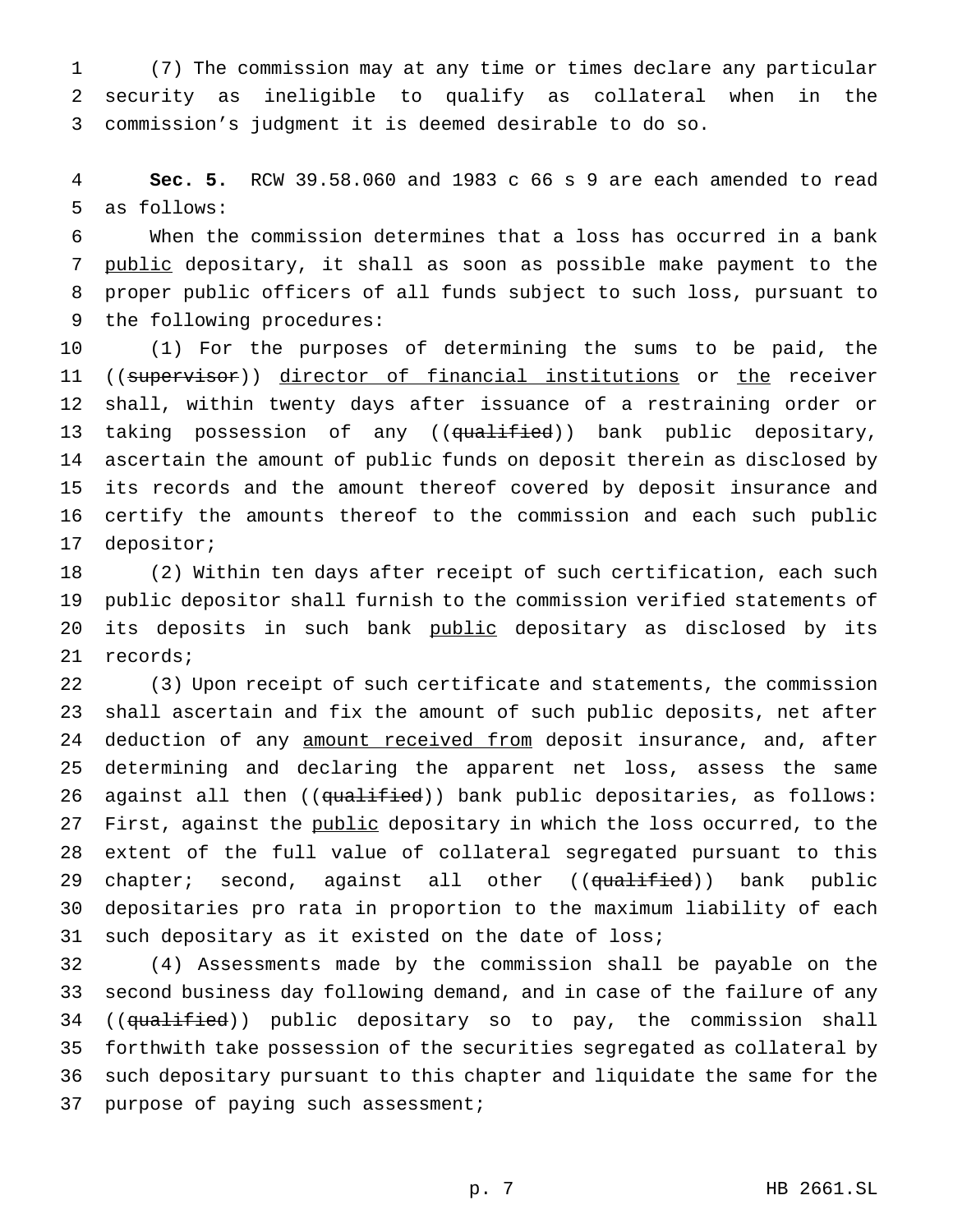(7) The commission may at any time or times declare any particular security as ineligible to qualify as collateral when in the commission's judgment it is deemed desirable to do so.

**Sec. 5.** RCW 39.58.060 and 1983 c 66 s 9 are each amended to read as follows:

When the commission determines that a loss has occurred in a bank <u>public</u> depositary, it shall as soon as possible make payment to the proper public officers of all funds subject to such loss, pursuant to the following procedures:

(1) For the purposes of determining the sums to be paid, the ((~~supervisor~~)) <u>director of financial institutions</u> or <u>the</u> receiver shall, within twenty days after issuance of a restraining order or taking possession of any ((~~qualified~~)) bank public depositary, ascertain the amount of public funds on deposit therein as disclosed by its records and the amount thereof covered by deposit insurance and certify the amounts thereof to the commission and each such public depositor;

(2) Within ten days after receipt of such certification, each such public depositor shall furnish to the commission verified statements of its deposits in such bank <u>public</u> depositary as disclosed by its records;

(3) Upon receipt of such certificate and statements, the commission shall ascertain and fix the amount of such public deposits, net after deduction of any <u>amount received from</u> deposit insurance, and, after determining and declaring the apparent net loss, assess the same against all then ((~~qualified~~)) bank public depositaries, as follows: First, against the <u>public</u> depositary in which the loss occurred, to the extent of the full value of collateral segregated pursuant to this chapter; second, against all other ((~~qualified~~)) bank public depositaries pro rata in proportion to the maximum liability of each such depositary as it existed on the date of loss;

(4) Assessments made by the commission shall be payable on the second business day following demand, and in case of the failure of any ((~~qualified~~)) public depositary so to pay, the commission shall forthwith take possession of the securities segregated as collateral by such depositary pursuant to this chapter and liquidate the same for the purpose of paying such assessment;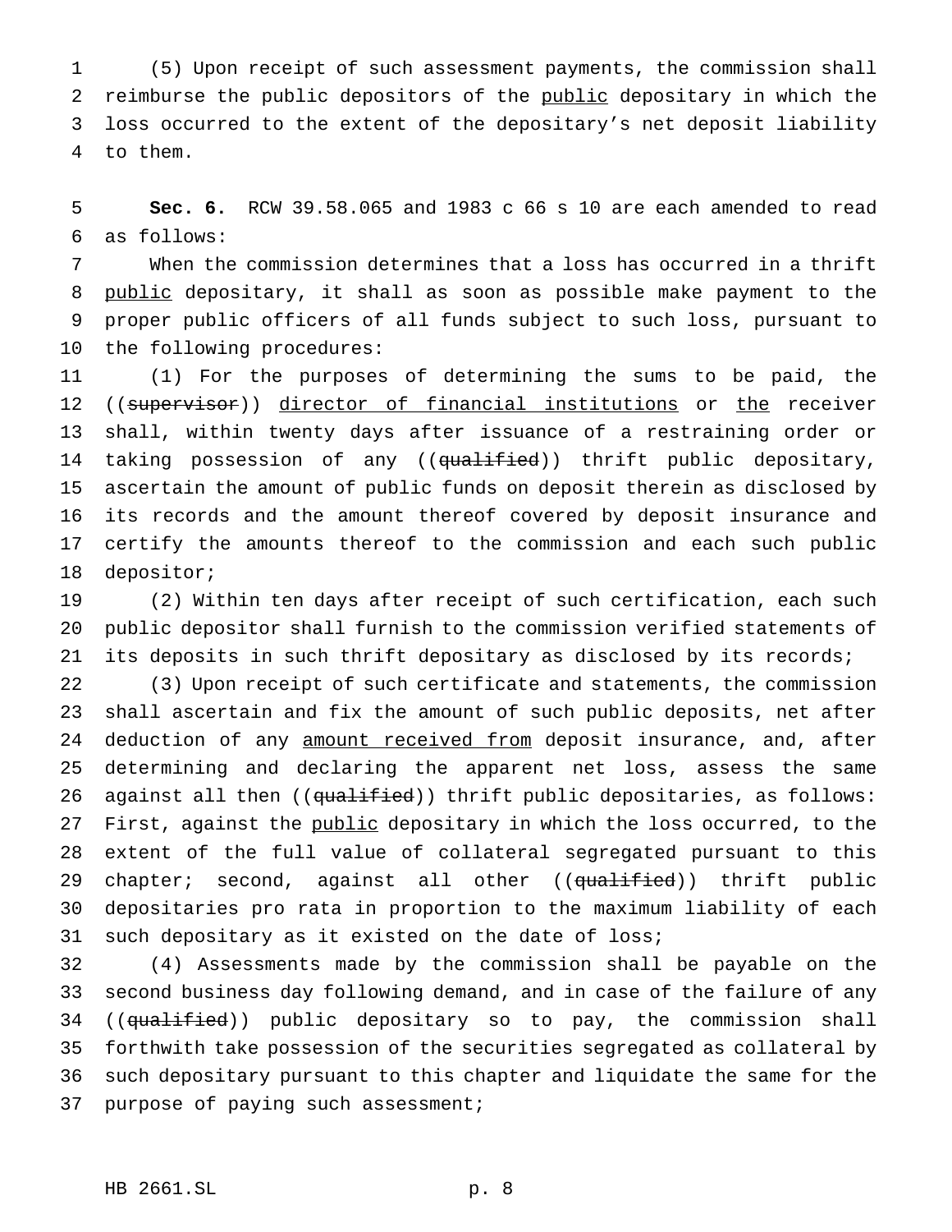(5) Upon receipt of such assessment payments, the commission shall reimburse the public depositors of the public depositary in which the loss occurred to the extent of the depositary's net deposit liability to them.

**Sec. 6.** RCW 39.58.065 and 1983 c 66 s 10 are each amended to read as follows:

When the commission determines that a loss has occurred in a thrift public depositary, it shall as soon as possible make payment to the proper public officers of all funds subject to such loss, pursuant to the following procedures:

(1) For the purposes of determining the sums to be paid, the ((~~supervisor~~)) director of financial institutions or the receiver shall, within twenty days after issuance of a restraining order or taking possession of any ((~~qualified~~)) thrift public depositary, ascertain the amount of public funds on deposit therein as disclosed by its records and the amount thereof covered by deposit insurance and certify the amounts thereof to the commission and each such public depositor;

(2) Within ten days after receipt of such certification, each such public depositor shall furnish to the commission verified statements of its deposits in such thrift depositary as disclosed by its records;

(3) Upon receipt of such certificate and statements, the commission shall ascertain and fix the amount of such public deposits, net after deduction of any amount received from deposit insurance, and, after determining and declaring the apparent net loss, assess the same against all then ((~~qualified~~)) thrift public depositaries, as follows: First, against the public depositary in which the loss occurred, to the extent of the full value of collateral segregated pursuant to this chapter; second, against all other ((~~qualified~~)) thrift public depositaries pro rata in proportion to the maximum liability of each such depositary as it existed on the date of loss;

(4) Assessments made by the commission shall be payable on the second business day following demand, and in case of the failure of any ((~~qualified~~)) public depositary so to pay, the commission shall forthwith take possession of the securities segregated as collateral by such depositary pursuant to this chapter and liquidate the same for the purpose of paying such assessment;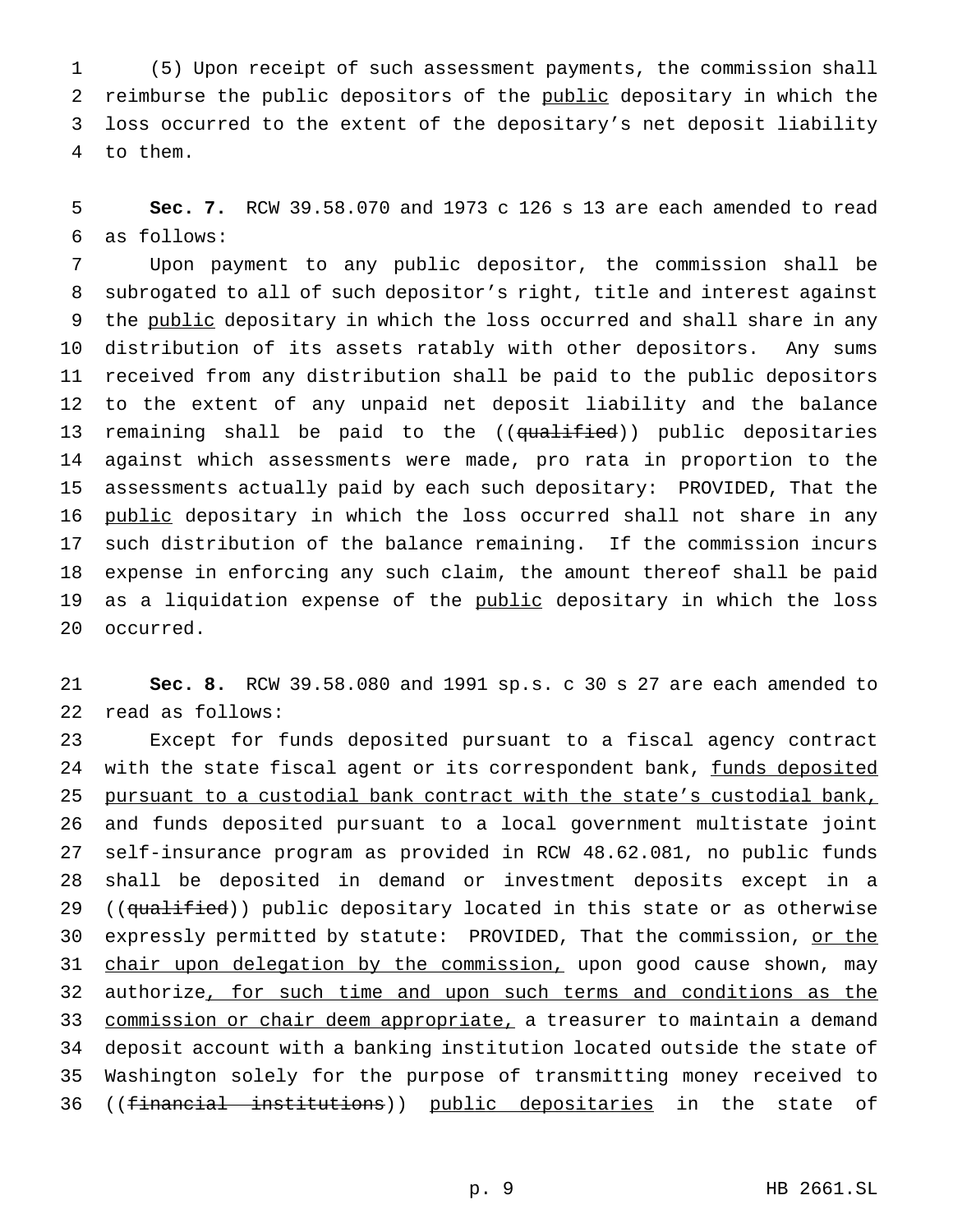(5) Upon receipt of such assessment payments, the commission shall reimburse the public depositors of the public depositary in which the loss occurred to the extent of the depositary's net deposit liability to them.

**Sec. 7.** RCW 39.58.070 and 1973 c 126 s 13 are each amended to read as follows:

Upon payment to any public depositor, the commission shall be subrogated to all of such depositor's right, title and interest against the public depositary in which the loss occurred and shall share in any distribution of its assets ratably with other depositors. Any sums received from any distribution shall be paid to the public depositors to the extent of any unpaid net deposit liability and the balance remaining shall be paid to the ((~~qualified~~)) public depositaries against which assessments were made, pro rata in proportion to the assessments actually paid by each such depositary: PROVIDED, That the public depositary in which the loss occurred shall not share in any such distribution of the balance remaining. If the commission incurs expense in enforcing any such claim, the amount thereof shall be paid as a liquidation expense of the public depositary in which the loss occurred.

**Sec. 8.** RCW 39.58.080 and 1991 sp.s. c 30 s 27 are each amended to read as follows:

Except for funds deposited pursuant to a fiscal agency contract with the state fiscal agent or its correspondent bank, funds deposited pursuant to a custodial bank contract with the state's custodial bank, and funds deposited pursuant to a local government multistate joint self-insurance program as provided in RCW 48.62.081, no public funds shall be deposited in demand or investment deposits except in a ((~~qualified~~)) public depositary located in this state or as otherwise expressly permitted by statute: PROVIDED, That the commission, or the chair upon delegation by the commission, upon good cause shown, may authorize, for such time and upon such terms and conditions as the commission or chair deem appropriate, a treasurer to maintain a demand deposit account with a banking institution located outside the state of Washington solely for the purpose of transmitting money received to ((~~financial institutions~~)) public depositaries in the state of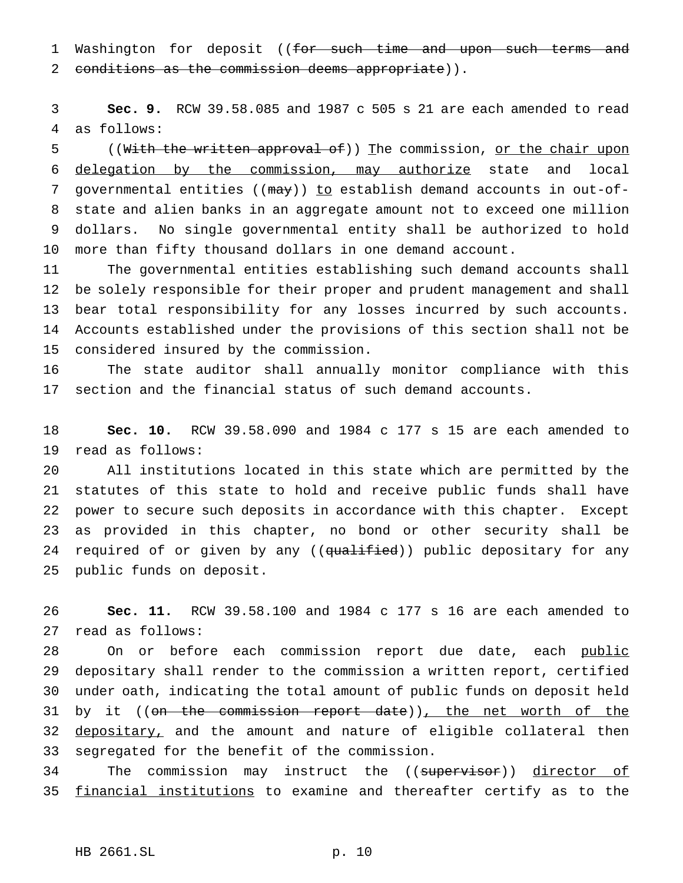Washington for deposit ((~~for such time and upon such terms and conditions as the commission deems appropriate~~)).

**Sec. 9.** RCW 39.58.085 and 1987 c 505 s 21 are each amended to read as follows:

((~~With the written approval of~~)) The commission, or the chair upon delegation by the commission, may authorize state and local governmental entities ((~~may~~)) to establish demand accounts in out-of-state and alien banks in an aggregate amount not to exceed one million dollars. No single governmental entity shall be authorized to hold more than fifty thousand dollars in one demand account.

The governmental entities establishing such demand accounts shall be solely responsible for their proper and prudent management and shall bear total responsibility for any losses incurred by such accounts. Accounts established under the provisions of this section shall not be considered insured by the commission.

The state auditor shall annually monitor compliance with this section and the financial status of such demand accounts.

**Sec. 10.** RCW 39.58.090 and 1984 c 177 s 15 are each amended to read as follows:

All institutions located in this state which are permitted by the statutes of this state to hold and receive public funds shall have power to secure such deposits in accordance with this chapter. Except as provided in this chapter, no bond or other security shall be required of or given by any ((~~qualified~~)) public depositary for any public funds on deposit.

**Sec. 11.** RCW 39.58.100 and 1984 c 177 s 16 are each amended to read as follows:

On or before each commission report due date, each public depositary shall render to the commission a written report, certified under oath, indicating the total amount of public funds on deposit held by it ((~~on the commission report date~~)), the net worth of the depositary, and the amount and nature of eligible collateral then segregated for the benefit of the commission.

The commission may instruct the ((~~supervisor~~)) director of financial institutions to examine and thereafter certify as to the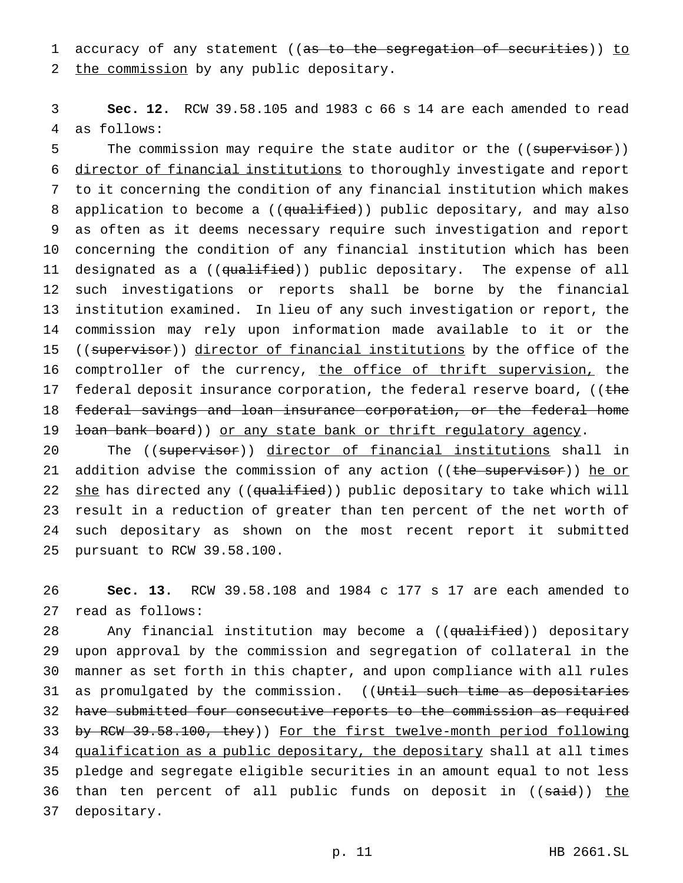accuracy of any statement ((~~as to the segregation of securities~~)) <u>to the commission</u> by any public depositary.

**Sec. 12.** RCW 39.58.105 and 1983 c 66 s 14 are each amended to read as follows:

The commission may require the state auditor or the ((~~supervisor~~)) <u>director of financial institutions</u> to thoroughly investigate and report to it concerning the condition of any financial institution which makes application to become a ((~~qualified~~)) public depositary, and may also as often as it deems necessary require such investigation and report concerning the condition of any financial institution which has been designated as a ((~~qualified~~)) public depositary. The expense of all such investigations or reports shall be borne by the financial institution examined. In lieu of any such investigation or report, the commission may rely upon information made available to it or the ((~~supervisor~~)) <u>director of financial institutions</u> by the office of the comptroller of the currency, <u>the office of thrift supervision,</u> the federal deposit insurance corporation, the federal reserve board, ((~~the federal savings and loan insurance corporation, or the federal home loan bank board~~)) <u>or any state bank or thrift regulatory agency</u>.

The ((~~supervisor~~)) <u>director of financial institutions</u> shall in addition advise the commission of any action ((~~the supervisor~~)) <u>he or she</u> has directed any ((~~qualified~~)) public depositary to take which will result in a reduction of greater than ten percent of the net worth of such depositary as shown on the most recent report it submitted pursuant to RCW 39.58.100.

**Sec. 13.** RCW 39.58.108 and 1984 c 177 s 17 are each amended to read as follows:

Any financial institution may become a ((~~qualified~~)) depositary upon approval by the commission and segregation of collateral in the manner as set forth in this chapter, and upon compliance with all rules as promulgated by the commission. ((~~Until such time as depositaries have submitted four consecutive reports to the commission as required by RCW 39.58.100, they~~)) <u>For the first twelve-month period following qualification as a public depositary, the depositary</u> shall at all times pledge and segregate eligible securities in an amount equal to not less than ten percent of all public funds on deposit in ((~~said~~)) <u>the</u> depositary.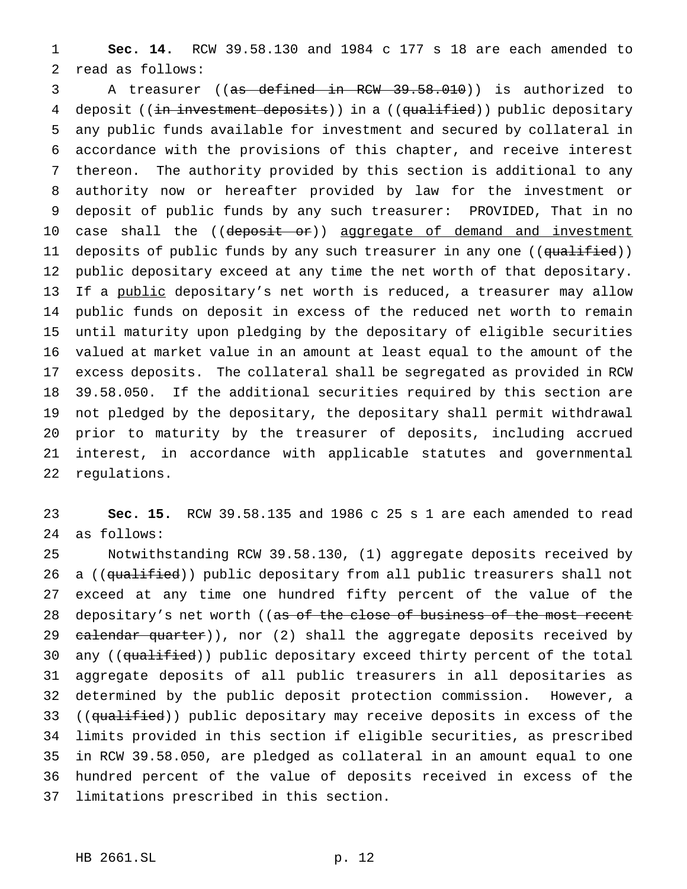**Sec. 14.** RCW 39.58.130 and 1984 c 177 s 18 are each amended to read as follows:

A treasurer ((~~as defined in RCW 39.58.010~~)) is authorized to deposit ((~~in investment deposits~~)) in a ((~~qualified~~)) public depositary any public funds available for investment and secured by collateral in accordance with the provisions of this chapter, and receive interest thereon. The authority provided by this section is additional to any authority now or hereafter provided by law for the investment or deposit of public funds by any such treasurer: PROVIDED, That in no case shall the ((~~deposit or~~)) <u>aggregate of demand and investment</u> deposits of public funds by any such treasurer in any one ((~~qualified~~)) public depositary exceed at any time the net worth of that depositary. If a <u>public</u> depositary's net worth is reduced, a treasurer may allow public funds on deposit in excess of the reduced net worth to remain until maturity upon pledging by the depositary of eligible securities valued at market value in an amount at least equal to the amount of the excess deposits. The collateral shall be segregated as provided in RCW 39.58.050. If the additional securities required by this section are not pledged by the depositary, the depositary shall permit withdrawal prior to maturity by the treasurer of deposits, including accrued interest, in accordance with applicable statutes and governmental regulations.

**Sec. 15.** RCW 39.58.135 and 1986 c 25 s 1 are each amended to read as follows:

Notwithstanding RCW 39.58.130, (1) aggregate deposits received by a ((~~qualified~~)) public depositary from all public treasurers shall not exceed at any time one hundred fifty percent of the value of the depositary's net worth ((~~as of the close of business of the most recent calendar quarter~~)), nor (2) shall the aggregate deposits received by any ((~~qualified~~)) public depositary exceed thirty percent of the total aggregate deposits of all public treasurers in all depositaries as determined by the public deposit protection commission. However, a ((~~qualified~~)) public depositary may receive deposits in excess of the limits provided in this section if eligible securities, as prescribed in RCW 39.58.050, are pledged as collateral in an amount equal to one hundred percent of the value of deposits received in excess of the limitations prescribed in this section.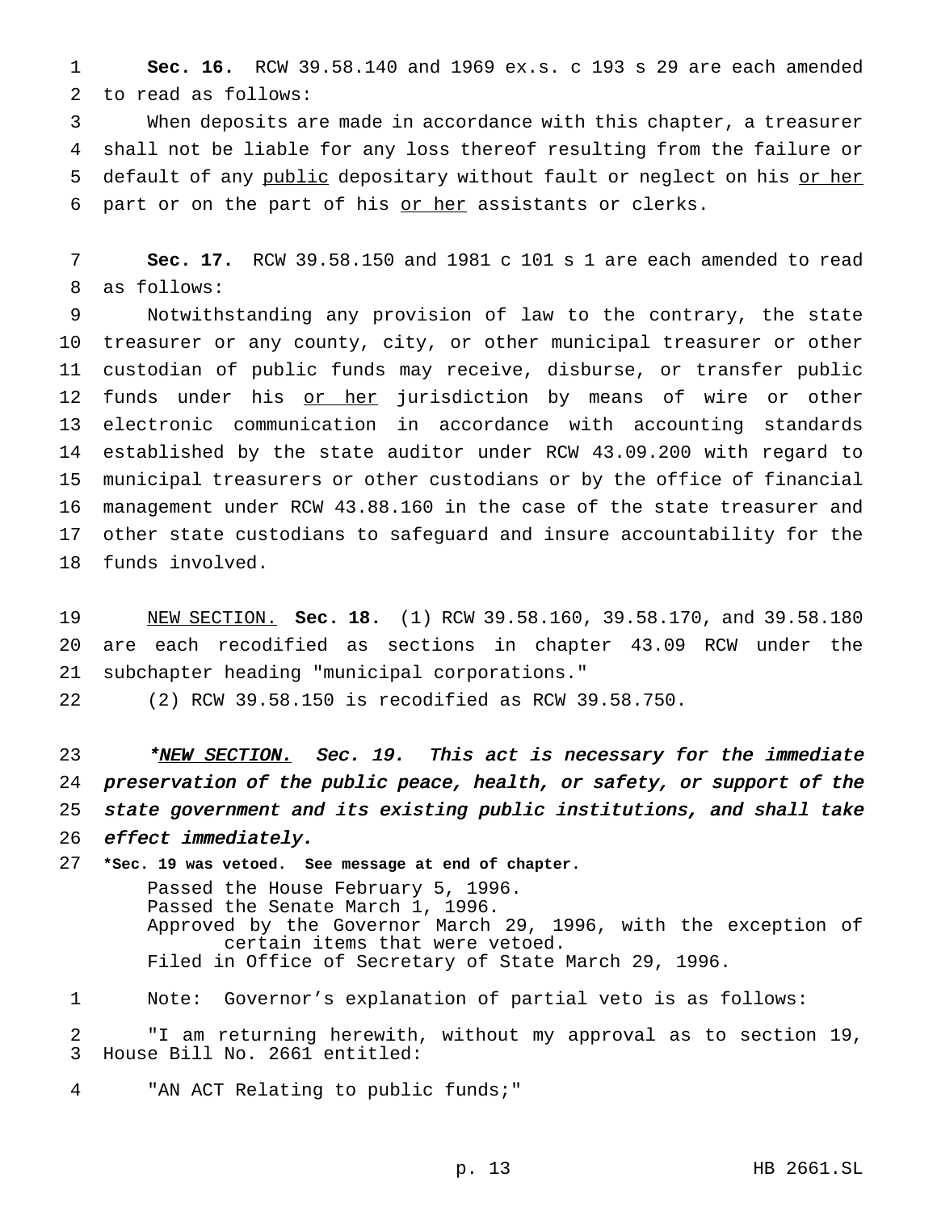**Sec. 16.** RCW 39.58.140 and 1969 ex.s. c 193 s 29 are each amended to read as follows:

When deposits are made in accordance with this chapter, a treasurer shall not be liable for any loss thereof resulting from the failure or default of any <u>public</u> depositary without fault or neglect on his <u>or her</u> part or on the part of his <u>or her</u> assistants or clerks.

**Sec. 17.** RCW 39.58.150 and 1981 c 101 s 1 are each amended to read as follows:

Notwithstanding any provision of law to the contrary, the state treasurer or any county, city, or other municipal treasurer or other custodian of public funds may receive, disburse, or transfer public funds under his <u>or her</u> jurisdiction by means of wire or other electronic communication in accordance with accounting standards established by the state auditor under RCW 43.09.200 with regard to municipal treasurers or other custodians or by the office of financial management under RCW 43.88.160 in the case of the state treasurer and other state custodians to safeguard and insure accountability for the funds involved.

<u>NEW SECTION.</u> **Sec. 18.** (1) RCW 39.58.160, 39.58.170, and 39.58.180 are each recodified as sections in chapter 43.09 RCW under the subchapter heading "municipal corporations."

(2) RCW 39.58.150 is recodified as RCW 39.58.750.

*\*<u>NEW SECTION.</u> Sec. 19. This act is necessary for the immediate preservation of the public peace, health, or safety, or support of the state government and its existing public institutions, and shall take effect immediately.*

**\*Sec. 19 was vetoed. See message at end of chapter.**

Passed the House February 5, 1996.
Passed the Senate March 1, 1996.
Approved by the Governor March 29, 1996, with the exception of certain items that were vetoed.
Filed in Office of Secretary of State March 29, 1996.

Note: Governor's explanation of partial veto is as follows:

"I am returning herewith, without my approval as to section 19, House Bill No. 2661 entitled:

"AN ACT Relating to public funds;"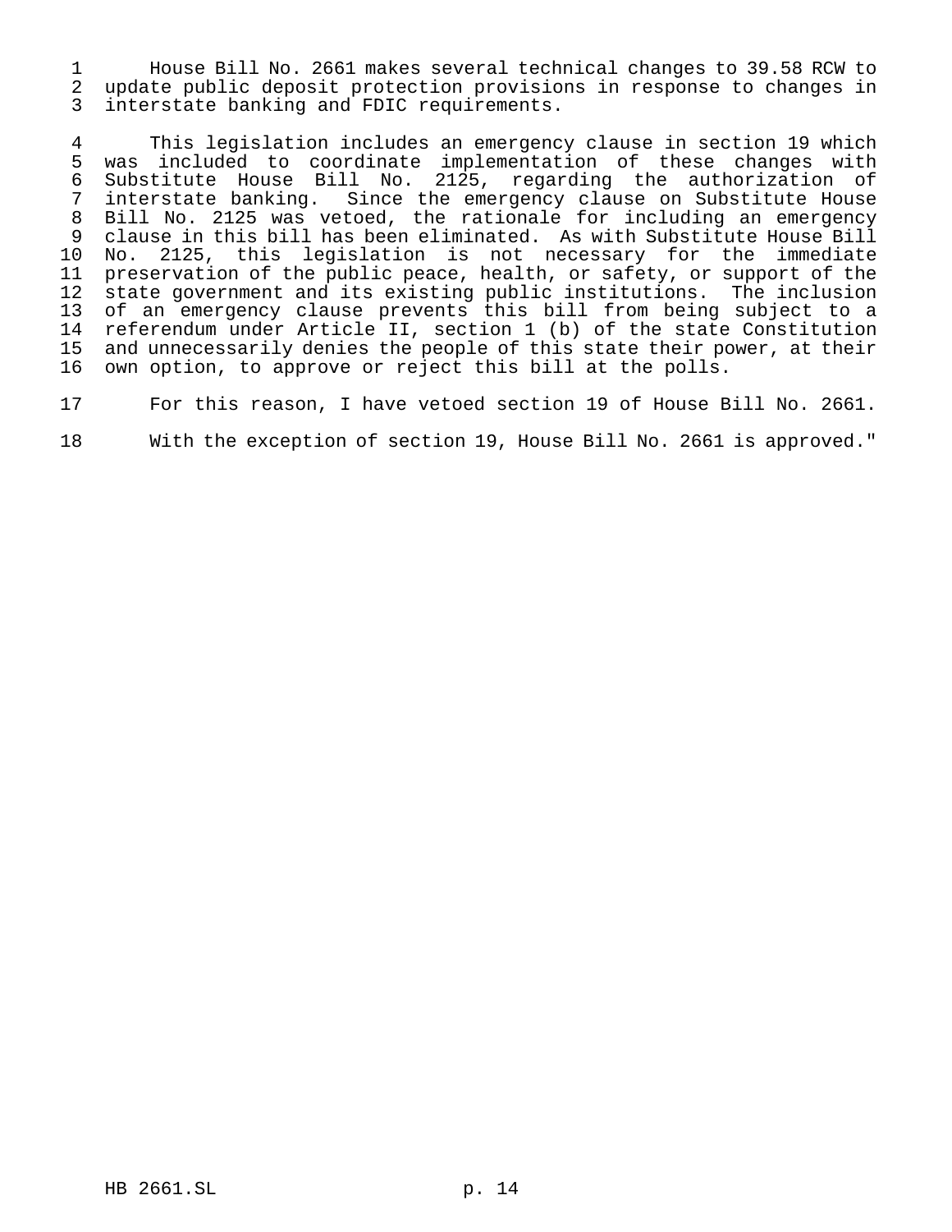House Bill No. 2661 makes several technical changes to 39.58 RCW to update public deposit protection provisions in response to changes in interstate banking and FDIC requirements.

This legislation includes an emergency clause in section 19 which was included to coordinate implementation of these changes with Substitute House Bill No. 2125, regarding the authorization of interstate banking. Since the emergency clause on Substitute House Bill No. 2125 was vetoed, the rationale for including an emergency clause in this bill has been eliminated. As with Substitute House Bill No. 2125, this legislation is not necessary for the immediate preservation of the public peace, health, or safety, or support of the state government and its existing public institutions. The inclusion of an emergency clause prevents this bill from being subject to a referendum under Article II, section 1 (b) of the state Constitution and unnecessarily denies the people of this state their power, at their own option, to approve or reject this bill at the polls.

For this reason, I have vetoed section 19 of House Bill No. 2661.

With the exception of section 19, House Bill No. 2661 is approved."